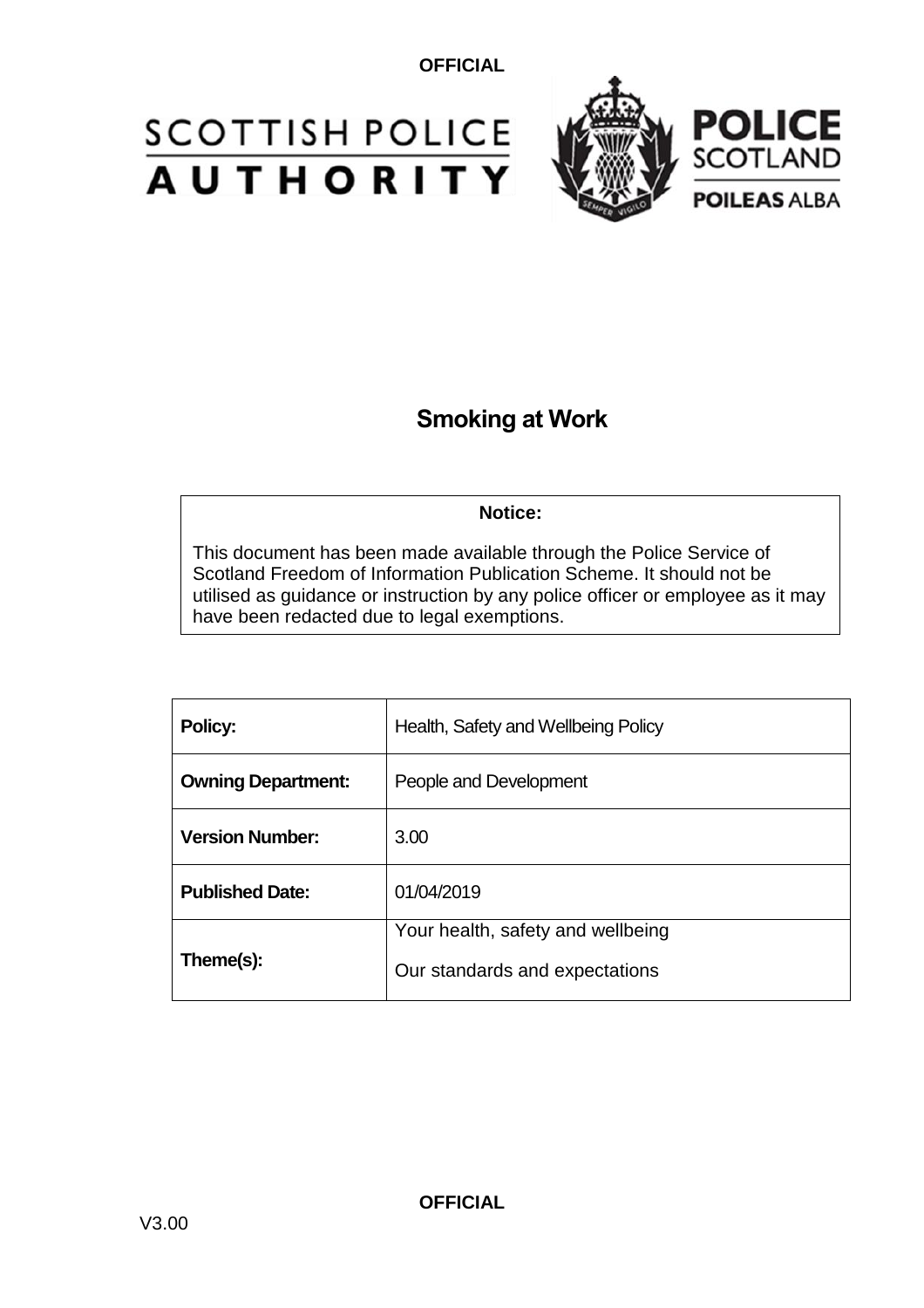**OFFICIAL**

SCOTTISH POLICE AUTHORITY

POLICE SCOTLAND
POILEAS ALBA

# Smoking at Work

**Notice:**

This document has been made available through the Police Service of Scotland Freedom of Information Publication Scheme. It should not be utilised as guidance or instruction by any police officer or employee as it may have been redacted due to legal exemptions.

| **Policy:** | Health, Safety and Wellbeing Policy |
| --- | --- |
| **Owning Department:** | People and Development |
| **Version Number:** | 3.00 |
| **Published Date:** | 01/04/2019 |
| **Theme(s):** | Your health, safety and wellbeing<br>Our standards and expectations |

**OFFICIAL**

V3.00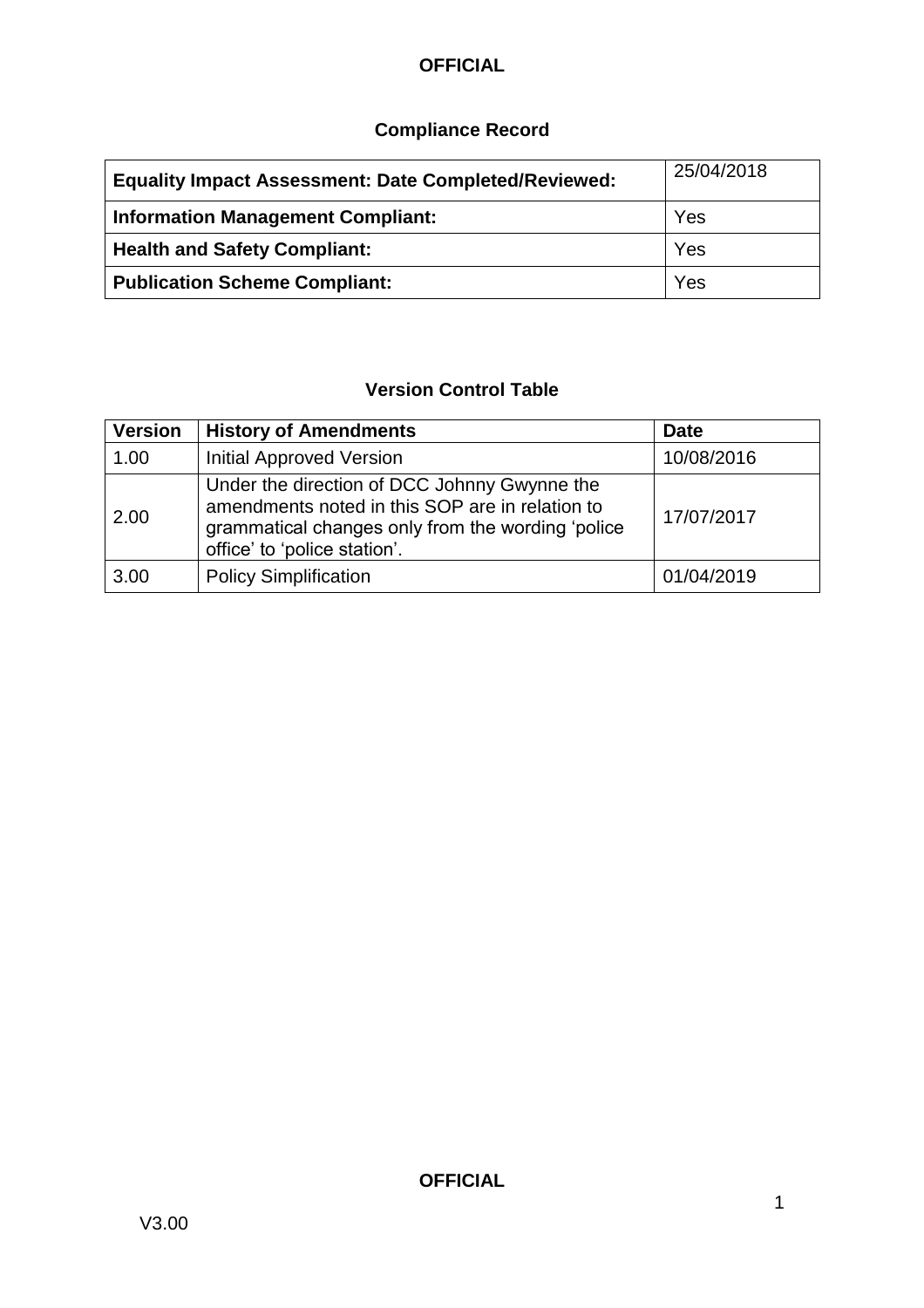## Compliance Record

| | |
|---|---|
| **Equality Impact Assessment: Date Completed/Reviewed:** | 25/04/2018 |
| **Information Management Compliant:** | Yes |
| **Health and Safety Compliant:** | Yes |
| **Publication Scheme Compliant:** | Yes |

## Version Control Table

| Version | History of Amendments | Date |
|---|---|---|
| 1.00 | Initial Approved Version | 10/08/2016 |
| 2.00 | Under the direction of DCC Johnny Gwynne the amendments noted in this SOP are in relation to grammatical changes only from the wording 'police office' to 'police station'. | 17/07/2017 |
| 3.00 | Policy Simplification | 01/04/2019 |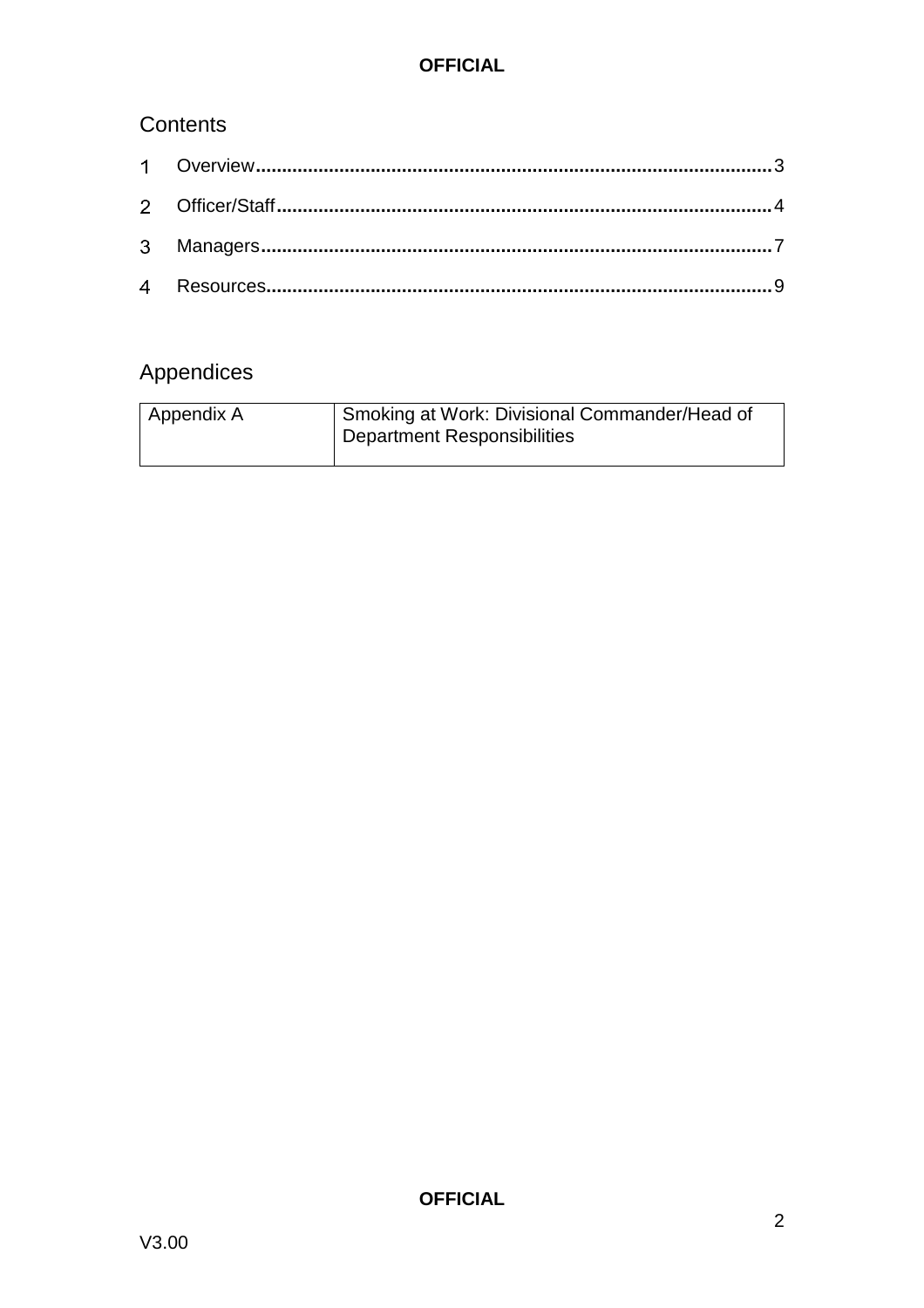# Contents

1 Overview.................................................................................................3

2 Officer/Staff.............................................................................................4

3 Managers.................................................................................................7

4 Resources................................................................................................9

# Appendices

| Appendix A | Smoking at Work: Divisional Commander/Head of Department Responsibilities |
|---|---|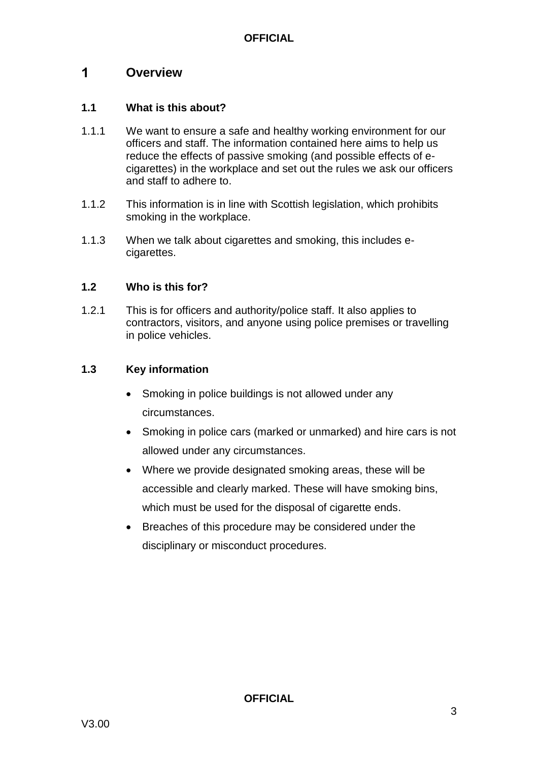# 1 Overview

## 1.1 What is this about?

1.1.1 We want to ensure a safe and healthy working environment for our officers and staff. The information contained here aims to help us reduce the effects of passive smoking (and possible effects of e-cigarettes) in the workplace and set out the rules we ask our officers and staff to adhere to.

1.1.2 This information is in line with Scottish legislation, which prohibits smoking in the workplace.

1.1.3 When we talk about cigarettes and smoking, this includes e-cigarettes.

## 1.2 Who is this for?

1.2.1 This is for officers and authority/police staff. It also applies to contractors, visitors, and anyone using police premises or travelling in police vehicles.

## 1.3 Key information

- Smoking in police buildings is not allowed under any circumstances.
- Smoking in police cars (marked or unmarked) and hire cars is not allowed under any circumstances.
- Where we provide designated smoking areas, these will be accessible and clearly marked. These will have smoking bins, which must be used for the disposal of cigarette ends.
- Breaches of this procedure may be considered under the disciplinary or misconduct procedures.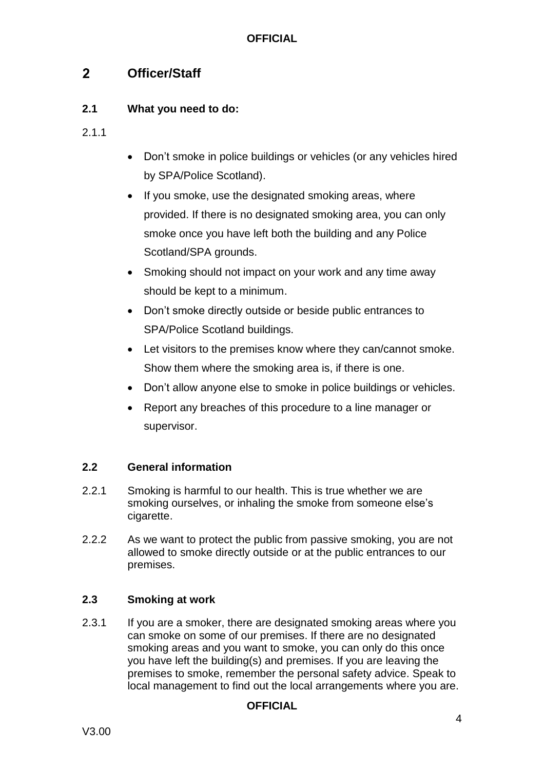## 2 Officer/Staff

### 2.1 What you need to do:

2.1.1

- Don't smoke in police buildings or vehicles (or any vehicles hired by SPA/Police Scotland).
- If you smoke, use the designated smoking areas, where provided. If there is no designated smoking area, you can only smoke once you have left both the building and any Police Scotland/SPA grounds.
- Smoking should not impact on your work and any time away should be kept to a minimum.
- Don't smoke directly outside or beside public entrances to SPA/Police Scotland buildings.
- Let visitors to the premises know where they can/cannot smoke. Show them where the smoking area is, if there is one.
- Don't allow anyone else to smoke in police buildings or vehicles.
- Report any breaches of this procedure to a line manager or supervisor.

### 2.2 General information

2.2.1 Smoking is harmful to our health. This is true whether we are smoking ourselves, or inhaling the smoke from someone else's cigarette.

2.2.2 As we want to protect the public from passive smoking, you are not allowed to smoke directly outside or at the public entrances to our premises.

### 2.3 Smoking at work

2.3.1 If you are a smoker, there are designated smoking areas where you can smoke on some of our premises. If there are no designated smoking areas and you want to smoke, you can only do this once you have left the building(s) and premises. If you are leaving the premises to smoke, remember the personal safety advice. Speak to local management to find out the local arrangements where you are.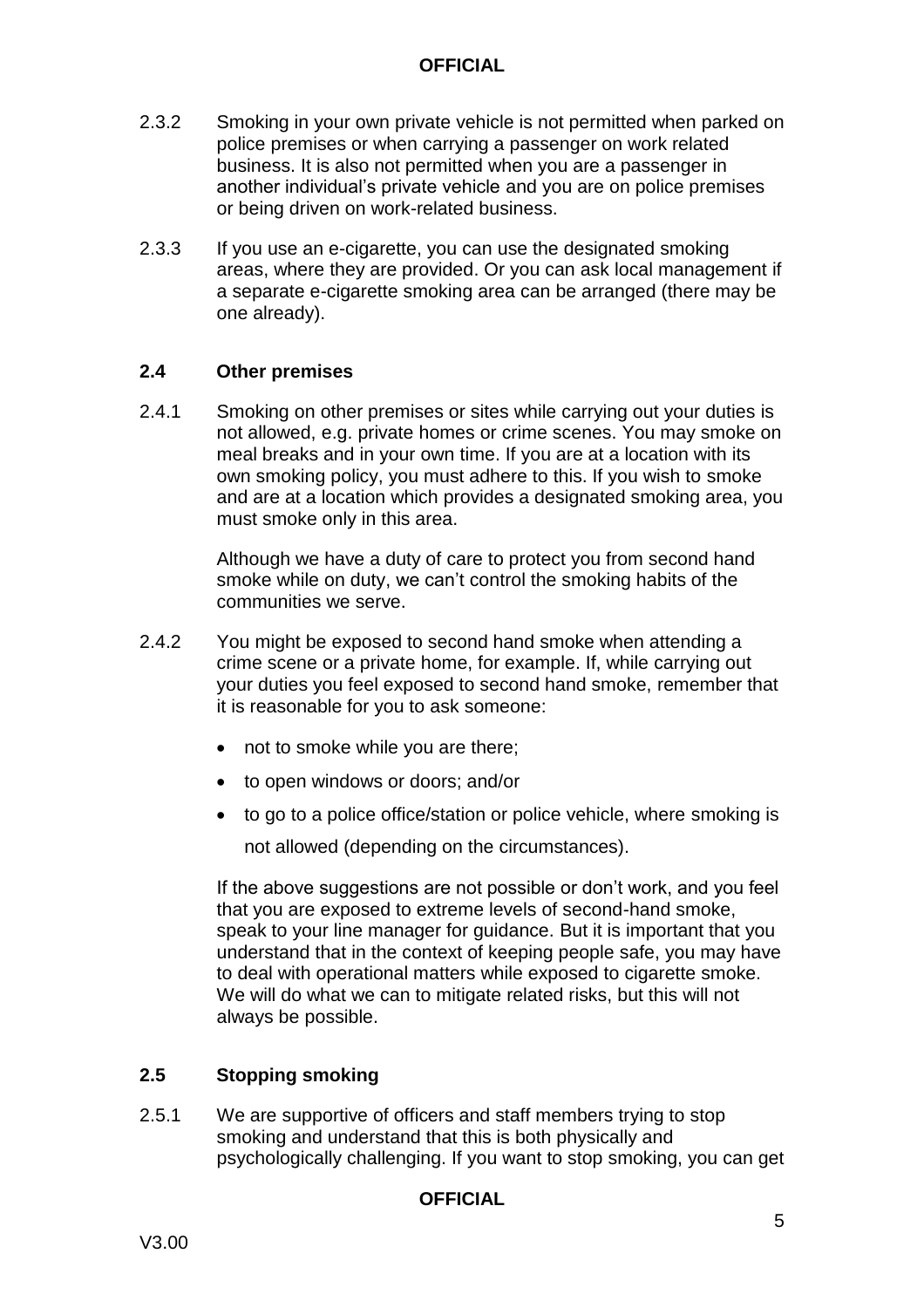2.3.2 Smoking in your own private vehicle is not permitted when parked on police premises or when carrying a passenger on work related business. It is also not permitted when you are a passenger in another individual's private vehicle and you are on police premises or being driven on work-related business.

2.3.3 If you use an e-cigarette, you can use the designated smoking areas, where they are provided. Or you can ask local management if a separate e-cigarette smoking area can be arranged (there may be one already).

### 2.4 Other premises

2.4.1 Smoking on other premises or sites while carrying out your duties is not allowed, e.g. private homes or crime scenes. You may smoke on meal breaks and in your own time. If you are at a location with its own smoking policy, you must adhere to this. If you wish to smoke and are at a location which provides a designated smoking area, you must smoke only in this area.

Although we have a duty of care to protect you from second hand smoke while on duty, we can't control the smoking habits of the communities we serve.

2.4.2 You might be exposed to second hand smoke when attending a crime scene or a private home, for example. If, while carrying out your duties you feel exposed to second hand smoke, remember that it is reasonable for you to ask someone:

- not to smoke while you are there;
- to open windows or doors; and/or
- to go to a police office/station or police vehicle, where smoking is not allowed (depending on the circumstances).

If the above suggestions are not possible or don't work, and you feel that you are exposed to extreme levels of second-hand smoke, speak to your line manager for guidance. But it is important that you understand that in the context of keeping people safe, you may have to deal with operational matters while exposed to cigarette smoke. We will do what we can to mitigate related risks, but this will not always be possible.

### 2.5 Stopping smoking

2.5.1 We are supportive of officers and staff members trying to stop smoking and understand that this is both physically and psychologically challenging. If you want to stop smoking, you can get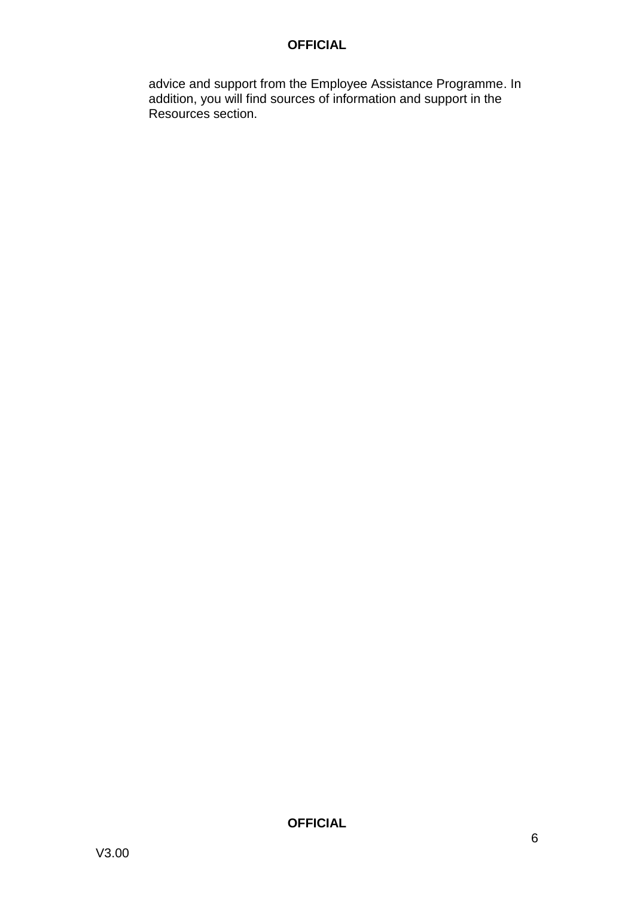advice and support from the Employee Assistance Programme. In addition, you will find sources of information and support in the Resources section.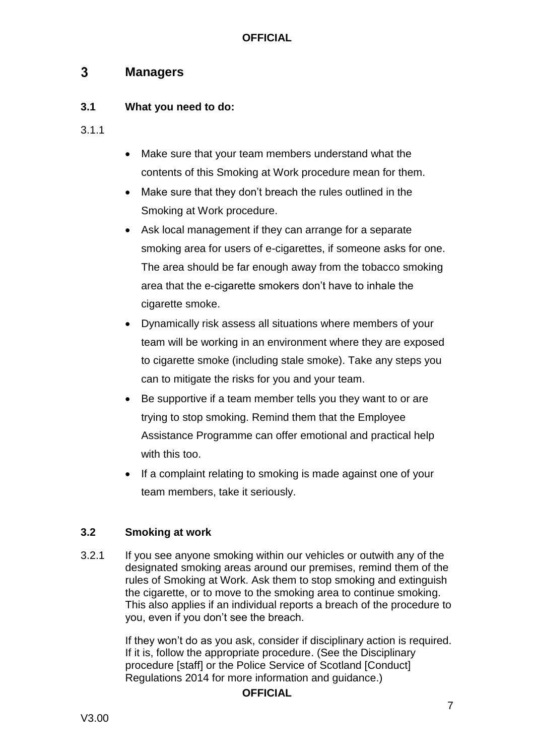## 3 Managers

### 3.1 What you need to do:

3.1.1

- Make sure that your team members understand what the contents of this Smoking at Work procedure mean for them.
- Make sure that they don't breach the rules outlined in the Smoking at Work procedure.
- Ask local management if they can arrange for a separate smoking area for users of e-cigarettes, if someone asks for one. The area should be far enough away from the tobacco smoking area that the e-cigarette smokers don't have to inhale the cigarette smoke.
- Dynamically risk assess all situations where members of your team will be working in an environment where they are exposed to cigarette smoke (including stale smoke). Take any steps you can to mitigate the risks for you and your team.
- Be supportive if a team member tells you they want to or are trying to stop smoking. Remind them that the Employee Assistance Programme can offer emotional and practical help with this too.
- If a complaint relating to smoking is made against one of your team members, take it seriously.

### 3.2 Smoking at work

3.2.1 If you see anyone smoking within our vehicles or outwith any of the designated smoking areas around our premises, remind them of the rules of Smoking at Work. Ask them to stop smoking and extinguish the cigarette, or to move to the smoking area to continue smoking. This also applies if an individual reports a breach of the procedure to you, even if you don't see the breach.

If they won't do as you ask, consider if disciplinary action is required. If it is, follow the appropriate procedure. (See the Disciplinary procedure [staff] or the Police Service of Scotland [Conduct] Regulations 2014 for more information and guidance.)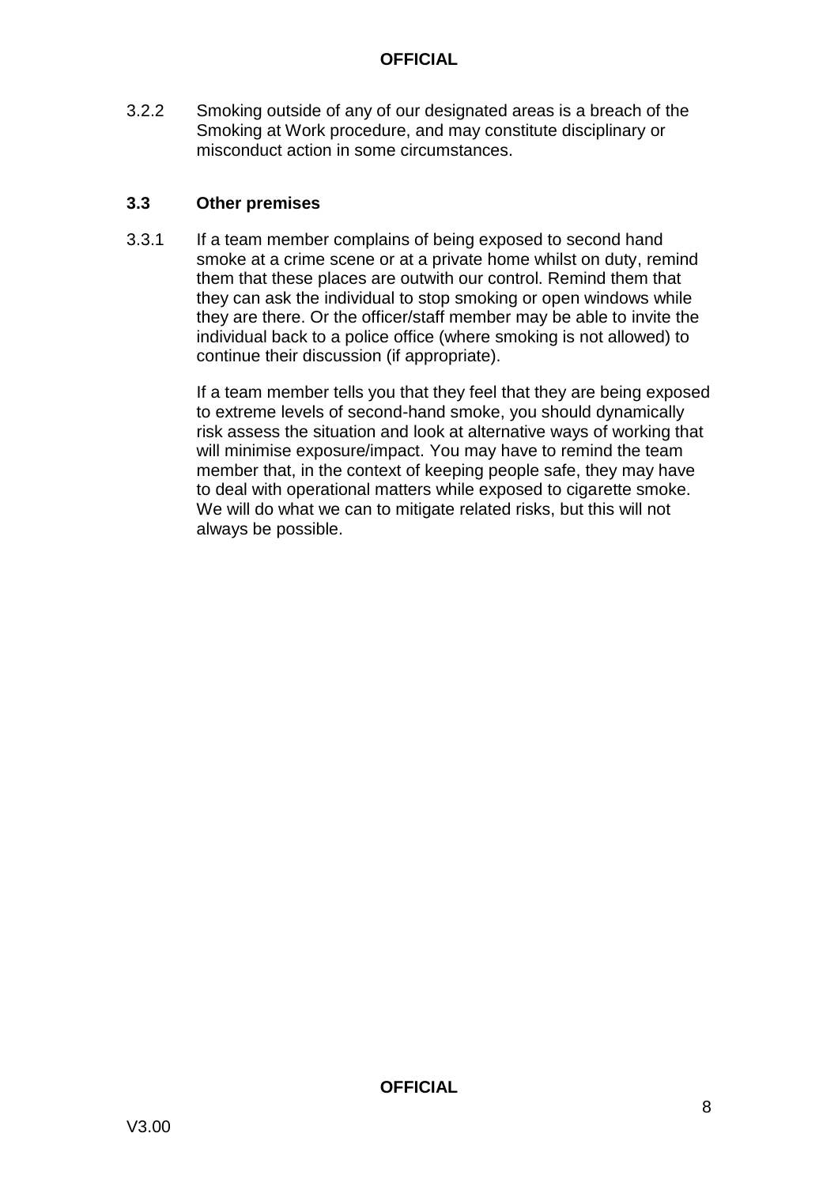3.2.2 Smoking outside of any of our designated areas is a breach of the Smoking at Work procedure, and may constitute disciplinary or misconduct action in some circumstances.

### 3.3 Other premises

3.3.1 If a team member complains of being exposed to second hand smoke at a crime scene or at a private home whilst on duty, remind them that these places are outwith our control. Remind them that they can ask the individual to stop smoking or open windows while they are there. Or the officer/staff member may be able to invite the individual back to a police office (where smoking is not allowed) to continue their discussion (if appropriate).

If a team member tells you that they feel that they are being exposed to extreme levels of second-hand smoke, you should dynamically risk assess the situation and look at alternative ways of working that will minimise exposure/impact. You may have to remind the team member that, in the context of keeping people safe, they may have to deal with operational matters while exposed to cigarette smoke. We will do what we can to mitigate related risks, but this will not always be possible.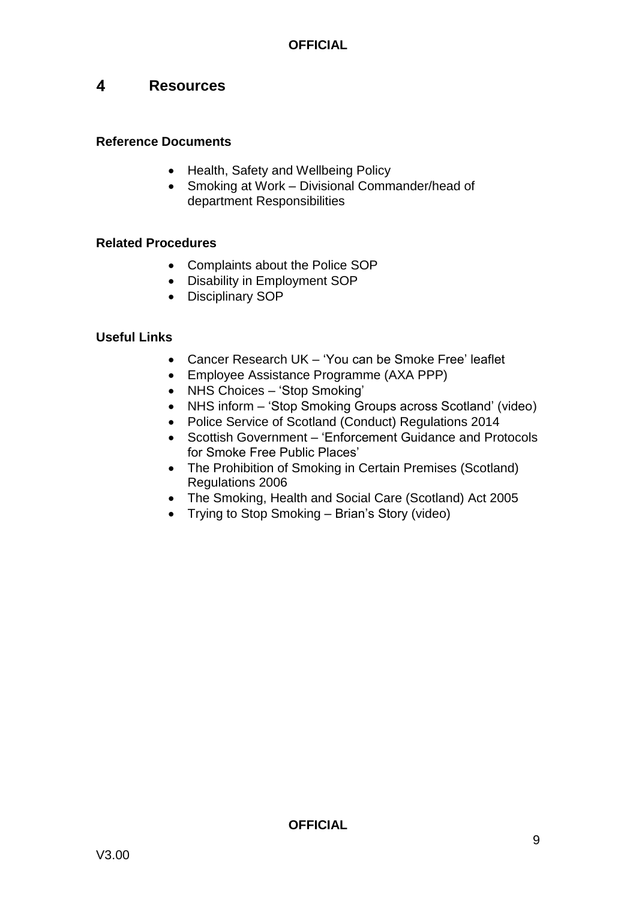## 4 Resources

### Reference Documents

- Health, Safety and Wellbeing Policy
- Smoking at Work – Divisional Commander/head of department Responsibilities

### Related Procedures

- Complaints about the Police SOP
- Disability in Employment SOP
- Disciplinary SOP

### Useful Links

- Cancer Research UK – 'You can be Smoke Free' leaflet
- Employee Assistance Programme (AXA PPP)
- NHS Choices – 'Stop Smoking'
- NHS inform – 'Stop Smoking Groups across Scotland' (video)
- Police Service of Scotland (Conduct) Regulations 2014
- Scottish Government – 'Enforcement Guidance and Protocols for Smoke Free Public Places'
- The Prohibition of Smoking in Certain Premises (Scotland) Regulations 2006
- The Smoking, Health and Social Care (Scotland) Act 2005
- Trying to Stop Smoking – Brian's Story (video)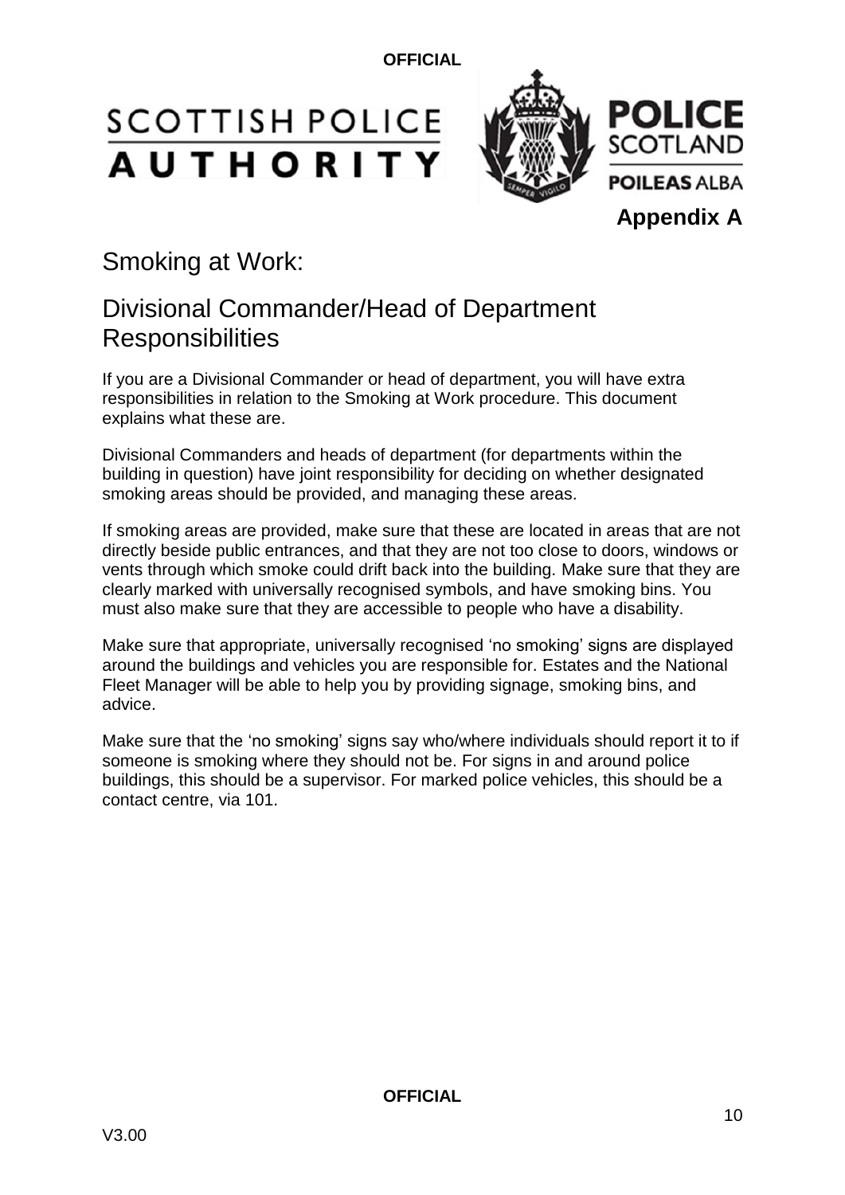**Appendix A**

# Smoking at Work:

# Divisional Commander/Head of Department Responsibilities

If you are a Divisional Commander or head of department, you will have extra responsibilities in relation to the Smoking at Work procedure. This document explains what these are.

Divisional Commanders and heads of department (for departments within the building in question) have joint responsibility for deciding on whether designated smoking areas should be provided, and managing these areas.

If smoking areas are provided, make sure that these are located in areas that are not directly beside public entrances, and that they are not too close to doors, windows or vents through which smoke could drift back into the building. Make sure that they are clearly marked with universally recognised symbols, and have smoking bins. You must also make sure that they are accessible to people who have a disability.

Make sure that appropriate, universally recognised 'no smoking' signs are displayed around the buildings and vehicles you are responsible for. Estates and the National Fleet Manager will be able to help you by providing signage, smoking bins, and advice.

Make sure that the 'no smoking' signs say who/where individuals should report it to if someone is smoking where they should not be. For signs in and around police buildings, this should be a supervisor. For marked police vehicles, this should be a contact centre, via 101.